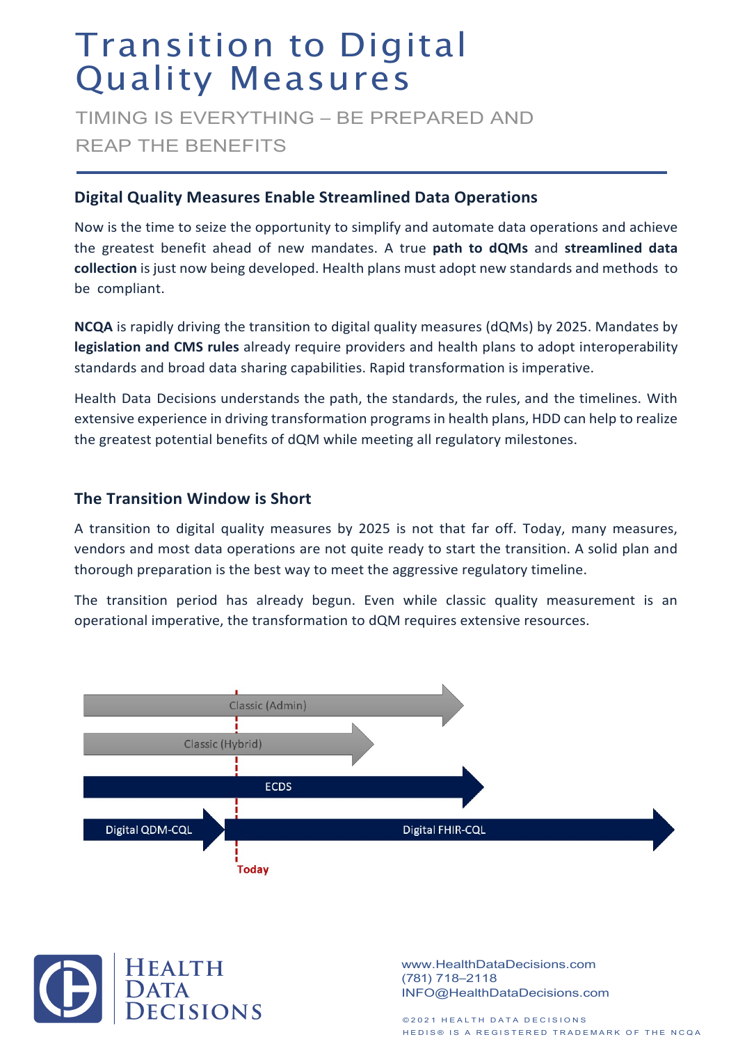# Transition to Digital Quality Measures

TIMING IS EVERYTHING – BE PREPARED AND REAP THE BENEFITS

## Digital Quality Measures Enable Streamlined Data Operations

Now is the time to seize the opportunity to simplify and automate data operations and achieve the greatest benefit ahead of new mandates. A true **path to dQMs** and **streamlined data collection** is just now being developed. Health plans must adopt new standards and methods to be compliant.

**NCQA** is rapidly driving the transition to digital quality measures (dQMs) by 2025. Mandates by **legislation and CMS rules** already require providers and health plans to adopt interoperability standards and broad data sharing capabilities. Rapid transformation is imperative.

Health Data Decisions understands the path, the standards, the rules, and the timelines. With extensive experience in driving transformation programs in health plans, HDD can help to realize the greatest potential benefits of dQM while meeting all regulatory milestones.

## The Transition Window is Short

A transition to digital quality measures by 2025 is not that far off. Today, many measures, vendors and most data operations are not quite ready to start the transition. A solid plan and thorough preparation is the best way to meet the aggressive regulatory timeline.

The transition period has already begun. Even while classic quality measurement is an operational imperative, the transformation to dQM requires extensive resources.

Classic (Admin)

Classic (Hybrid)

ECDS

Digital QDM-CQL

Digital FHIR-CQL

Today

HEALTH DATA DECISIONS

www.HealthDataDecisions.com
(781) 718–2118
INFO@HealthDataDecisions.com

©2021 HEALTH DATA DECISIONS
HEDIS® IS A REGISTERED TRADEMARK OF THE NCQA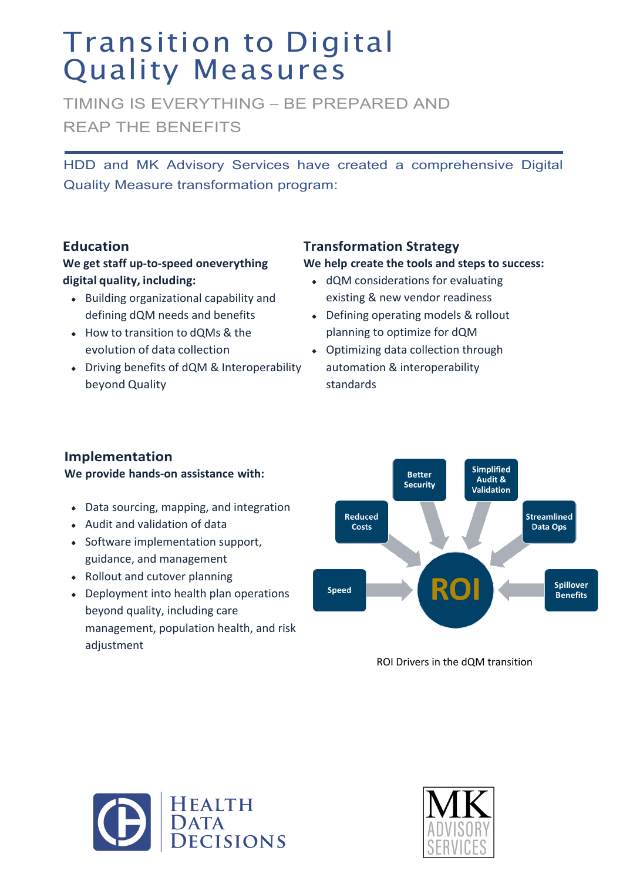# Transition to Digital Quality Measures

TIMING IS EVERYTHING – BE PREPARED AND REAP THE BENEFITS

HDD and MK Advisory Services have created a comprehensive Digital Quality Measure transformation program:

## Education

**We get staff up-to-speed oneverything digital quality, including:**

- Building organizational capability and defining dQM needs and benefits
- How to transition to dQMs & the evolution of data collection
- Driving benefits of dQM & Interoperability beyond Quality

## Transformation Strategy

**We help create the tools and steps to success:**

- dQM considerations for evaluating existing & new vendor readiness
- Defining operating models & rollout planning to optimize for dQM
- Optimizing data collection through automation & interoperability standards

## Implementation

**We provide hands-on assistance with:**

- Data sourcing, mapping, and integration
- Audit and validation of data
- Software implementation support, guidance, and management
- Rollout and cutover planning
- Deployment into health plan operations beyond quality, including care management, population health, and risk adjustment

Better Security

Simplified Audit & Validation

Reduced Costs

Streamlined Data Ops

Speed

ROI

Spillover Benefits

ROI Drivers in the dQM transition

HEALTH DATA DECISIONS

MK ADVISORY SERVICES